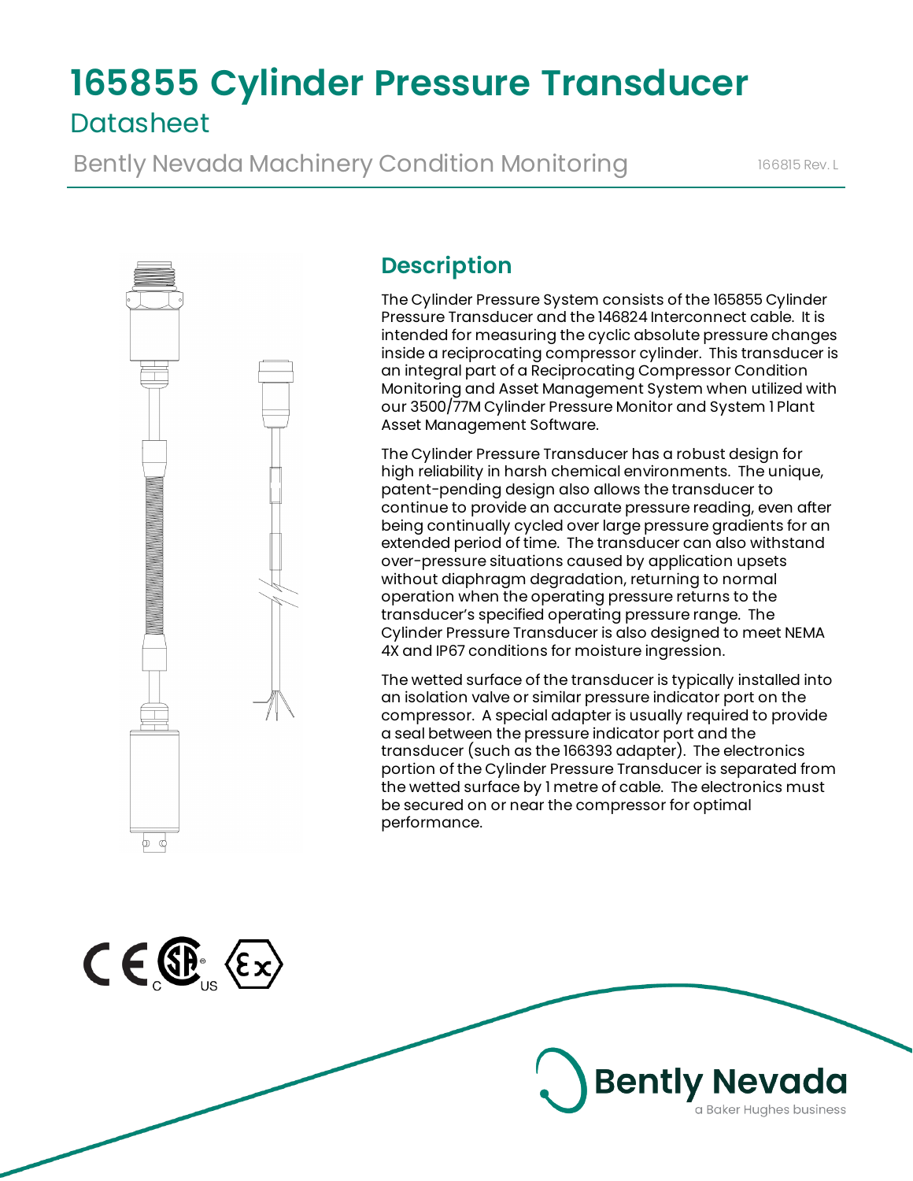# 165855 Cylinder Pressure Transducer

## Datasheet

Bently Nevada Machinery Condition Monitoring

166815 Rev. L

## Description

The Cylinder Pressure System consists of the 165855 Cylinder Pressure Transducer and the 146824 Interconnect cable. It is intended for measuring the cyclic absolute pressure changes inside a reciprocating compressor cylinder. This transducer is an integral part of a Reciprocating Compressor Condition Monitoring and Asset Management System when utilized with our 3500/77M Cylinder Pressure Monitor and System 1 Plant Asset Management Software.

The Cylinder Pressure Transducer has a robust design for high reliability in harsh chemical environments. The unique, patent-pending design also allows the transducer to continue to provide an accurate pressure reading, even after being continually cycled over large pressure gradients for an extended period of time. The transducer can also withstand over-pressure situations caused by application upsets without diaphragm degradation, returning to normal operation when the operating pressure returns to the transducer's specified operating pressure range. The Cylinder Pressure Transducer is also designed to meet NEMA 4X and IP67 conditions for moisture ingression.

The wetted surface of the transducer is typically installed into an isolation valve or similar pressure indicator port on the compressor. A special adapter is usually required to provide a seal between the pressure indicator port and the transducer (such as the 166393 adapter). The electronics portion of the Cylinder Pressure Transducer is separated from the wetted surface by 1 metre of cable. The electronics must be secured on or near the compressor for optimal performance.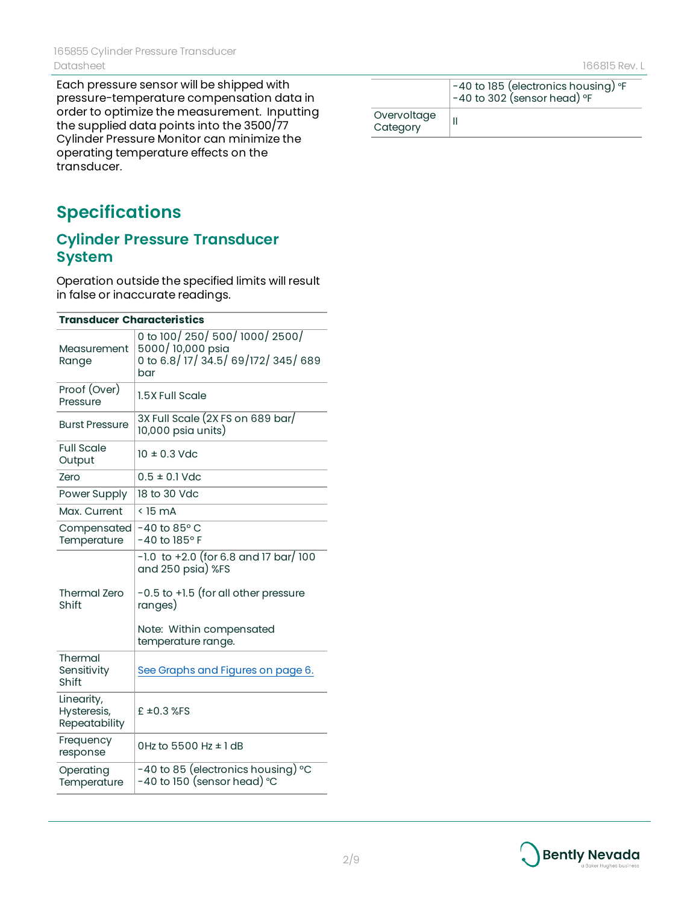Each pressure sensor will be shipped with pressure-temperature compensation data in order to optimize the measurement. Inputting the supplied data points into the 3500/77 Cylinder Pressure Monitor can minimize the operating temperature effects on the transducer.

# Specifications

## Cylinder Pressure Transducer System

Operation outside the specified limits will result in false or inaccurate readings.

| **Transducer Characteristics** | |
|---|---|
| Measurement Range | 0 to 100/ 250/ 500/ 1000/ 2500/ 5000/ 10,000 psia<br>0 to 6.8/ 17/ 34.5/ 69/172/ 345/ 689 bar |
| Proof (Over) Pressure | 1.5X Full Scale |
| Burst Pressure | 3X Full Scale (2X FS on 689 bar/ 10,000 psia units) |
| Full Scale Output | 10 ± 0.3 Vdc |
| Zero | 0.5 ± 0.1 Vdc |
| Power Supply | 18 to 30 Vdc |
| Max. Current | < 15 mA |
| Compensated Temperature | -40 to 85° C<br>-40 to 185° F |
| Thermal Zero Shift | -1.0 to +2.0 (for 6.8 and 17 bar/ 100 and 250 psia) %FS<br><br>-0.5 to +1.5 (for all other pressure ranges)<br><br>Note: Within compensated temperature range. |
| Thermal Sensitivity Shift | See Graphs and Figures on page 6. |
| Linearity, Hysteresis, Repeatability | £ ±0.3 %FS |
| Frequency response | 0Hz to 5500 Hz ± 1 dB |
| Operating Temperature | -40 to 85 (electronics housing) °C<br>-40 to 150 (sensor head) °C<br>-40 to 185 (electronics housing) °F<br>-40 to 302 (sensor head) °F |
| Overvoltage Category | II |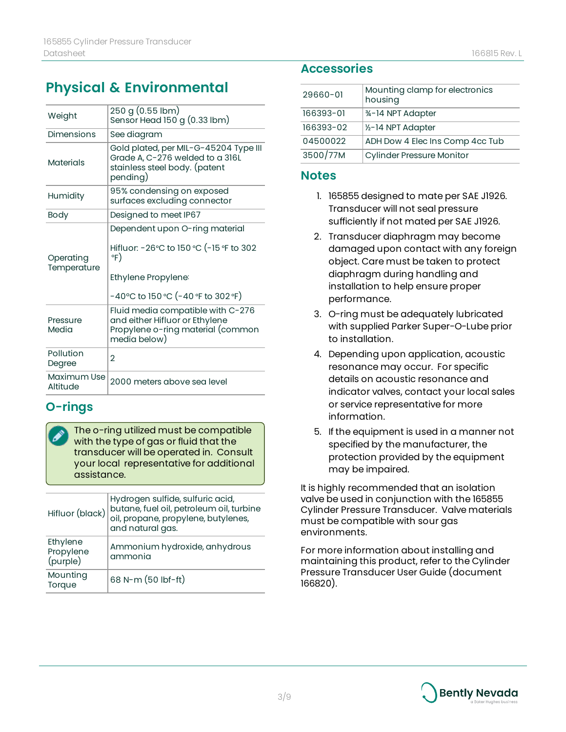## Physical & Environmental

| | |
|---|---|
| Weight | 250 g (0.55 lbm)<br>Sensor Head 150 g (0.33 lbm) |
| Dimensions | See diagram |
| Materials | Gold plated, per MIL-G-45204 Type III Grade A, C-276 welded to a 316L stainless steel body. (patent pending) |
| Humidity | 95% condensing on exposed surfaces excluding connector |
| Body | Designed to meet IP67 |
| Operating Temperature | Dependent upon O-ring material<br><br>Hifluor: -26°C to 150 °C (-15 °F to 302 °F)<br><br>Ethylene Propylene:<br><br>-40°C to 150 °C (-40 °F to 302 °F) |
| Pressure Media | Fluid media compatible with C-276 and either Hifluor or Ethylene Propylene o-ring material (common media below) |
| Pollution Degree | 2 |
| Maximum Use Altitude | 2000 meters above sea level |

## O-rings

> The o-ring utilized must be compatible with the type of gas or fluid that the transducer will be operated in. Consult your local representative for additional assistance.

| | |
|---|---|
| Hifluor (black) | Hydrogen sulfide, sulfuric acid, butane, fuel oil, petroleum oil, turbine oil, propane, propylene, butylenes, and natural gas. |
| Ethylene Propylene (purple) | Ammonium hydroxide, anhydrous ammonia |
| Mounting Torque | 68 N-m (50 lbf-ft) |

## Accessories

| | |
|---|---|
| 29660-01 | Mounting clamp for electronics housing |
| 166393-01 | ¾-14 NPT Adapter |
| 166393-02 | ½-14 NPT Adapter |
| 04500022 | ADH Dow 4 Elec Ins Comp 4cc Tub |
| 3500/77M | Cylinder Pressure Monitor |

## Notes

1. 165855 designed to mate per SAE J1926. Transducer will not seal pressure sufficiently if not mated per SAE J1926.
2. Transducer diaphragm may become damaged upon contact with any foreign object. Care must be taken to protect diaphragm during handling and installation to help ensure proper performance.
3. O-ring must be adequately lubricated with supplied Parker Super-O-Lube prior to installation.
4. Depending upon application, acoustic resonance may occur. For specific details on acoustic resonance and indicator valves, contact your local sales or service representative for more information.
5. If the equipment is used in a manner not specified by the manufacturer, the protection provided by the equipment may be impaired.

It is highly recommended that an isolation valve be used in conjunction with the 165855 Cylinder Pressure Transducer. Valve materials must be compatible with sour gas environments.

For more information about installing and maintaining this product, refer to the Cylinder Pressure Transducer User Guide (document 166820).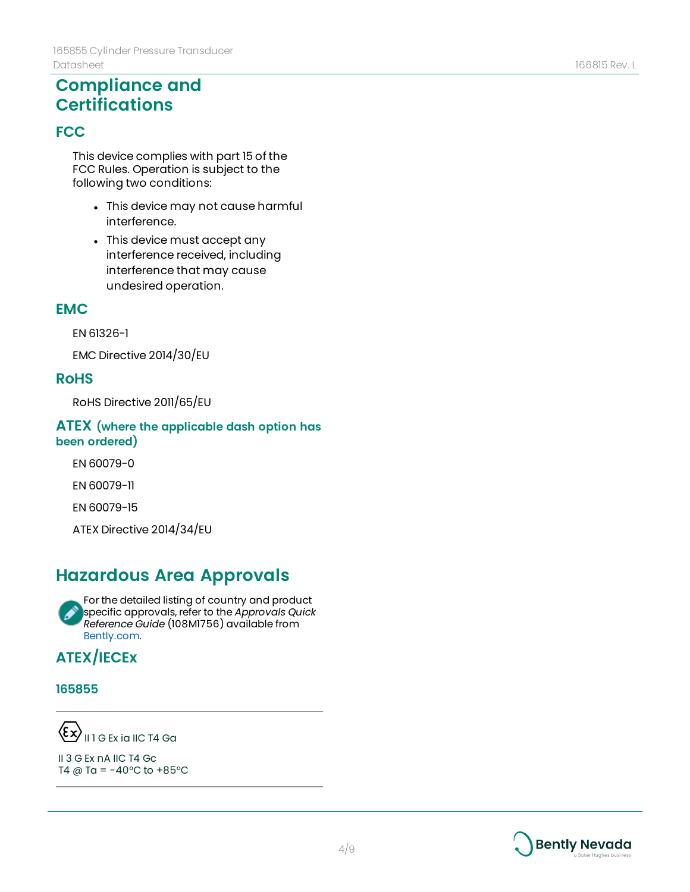# Compliance and Certifications

## FCC

This device complies with part 15 of the FCC Rules. Operation is subject to the following two conditions:

- This device may not cause harmful interference.
- This device must accept any interference received, including interference that may cause undesired operation.

## EMC

EN 61326-1

EMC Directive 2014/30/EU

## RoHS

RoHS Directive 2011/65/EU

## ATEX (where the applicable dash option has been ordered)

EN 60079-0

EN 60079-11

EN 60079-15

ATEX Directive 2014/34/EU

# Hazardous Area Approvals

For the detailed listing of country and product specific approvals, refer to the *Approvals Quick Reference Guide* (108M1756) available from Bently.com.

## ATEX/IECEx

### 165855

Ex II 1 G Ex ia IIC T4 Ga

II 3 G Ex nA IIC T4 Gc
T4 @ Ta = -40°C to +85°C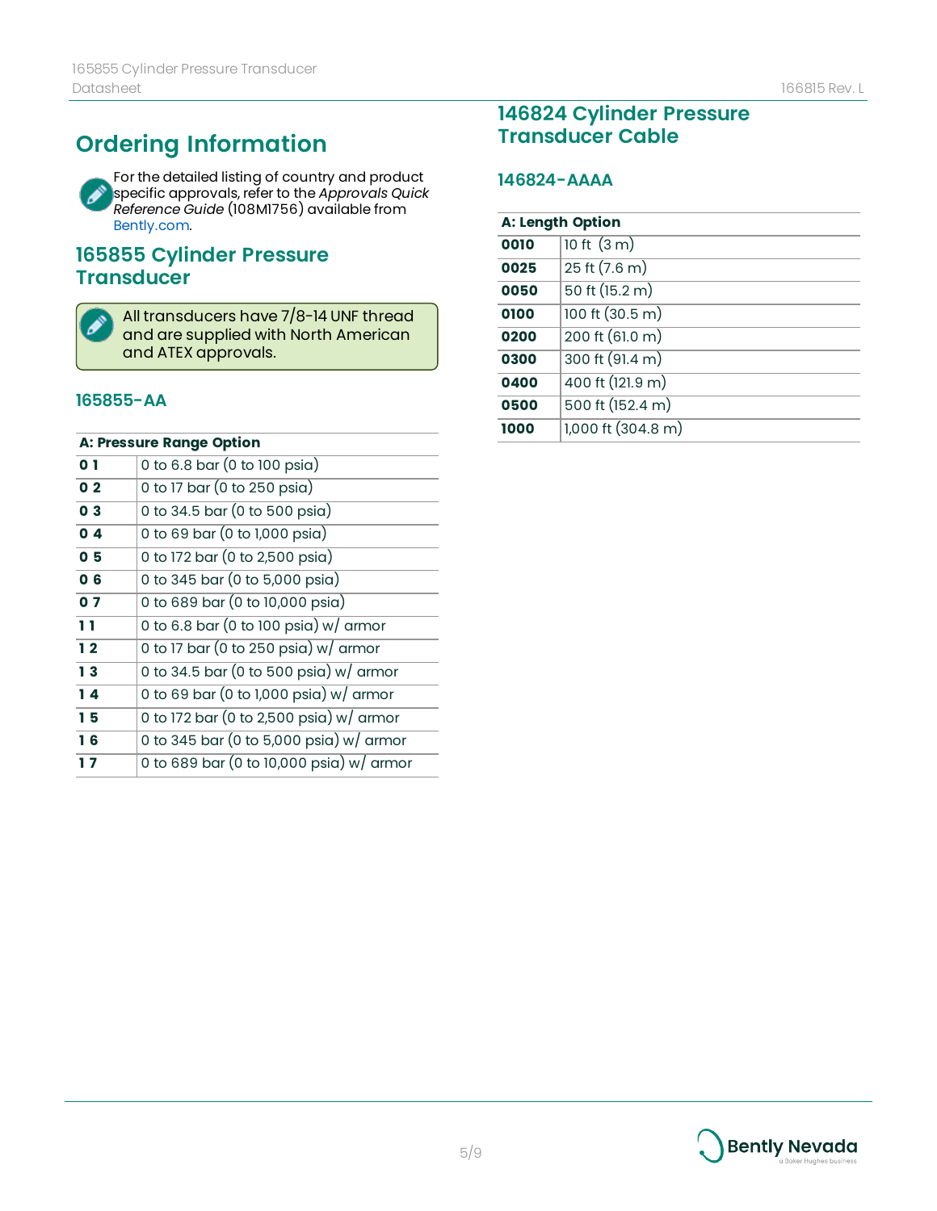# Ordering Information

For the detailed listing of country and product specific approvals, refer to the *Approvals Quick Reference Guide* (108M1756) available from Bently.com.

## 165855 Cylinder Pressure Transducer

All transducers have 7/8-14 UNF thread and are supplied with North American and ATEX approvals.

### 165855-AA

| A: Pressure Range Option | |
|---|---|
| **0 1** | 0 to 6.8 bar (0 to 100 psia) |
| **0 2** | 0 to 17 bar (0 to 250 psia) |
| **0 3** | 0 to 34.5 bar (0 to 500 psia) |
| **0 4** | 0 to 69 bar (0 to 1,000 psia) |
| **0 5** | 0 to 172 bar (0 to 2,500 psia) |
| **0 6** | 0 to 345 bar (0 to 5,000 psia) |
| **0 7** | 0 to 689 bar (0 to 10,000 psia) |
| **1 1** | 0 to 6.8 bar (0 to 100 psia) w/ armor |
| **1 2** | 0 to 17 bar (0 to 250 psia) w/ armor |
| **1 3** | 0 to 34.5 bar (0 to 500 psia) w/ armor |
| **1 4** | 0 to 69 bar (0 to 1,000 psia) w/ armor |
| **1 5** | 0 to 172 bar (0 to 2,500 psia) w/ armor |
| **1 6** | 0 to 345 bar (0 to 5,000 psia) w/ armor |
| **1 7** | 0 to 689 bar (0 to 10,000 psia) w/ armor |

## 146824 Cylinder Pressure Transducer Cable

### 146824-AAAA

| A: Length Option | |
|---|---|
| **0010** | 10 ft (3 m) |
| **0025** | 25 ft (7.6 m) |
| **0050** | 50 ft (15.2 m) |
| **0100** | 100 ft (30.5 m) |
| **0200** | 200 ft (61.0 m) |
| **0300** | 300 ft (91.4 m) |
| **0400** | 400 ft (121.9 m) |
| **0500** | 500 ft (152.4 m) |
| **1000** | 1,000 ft (304.8 m) |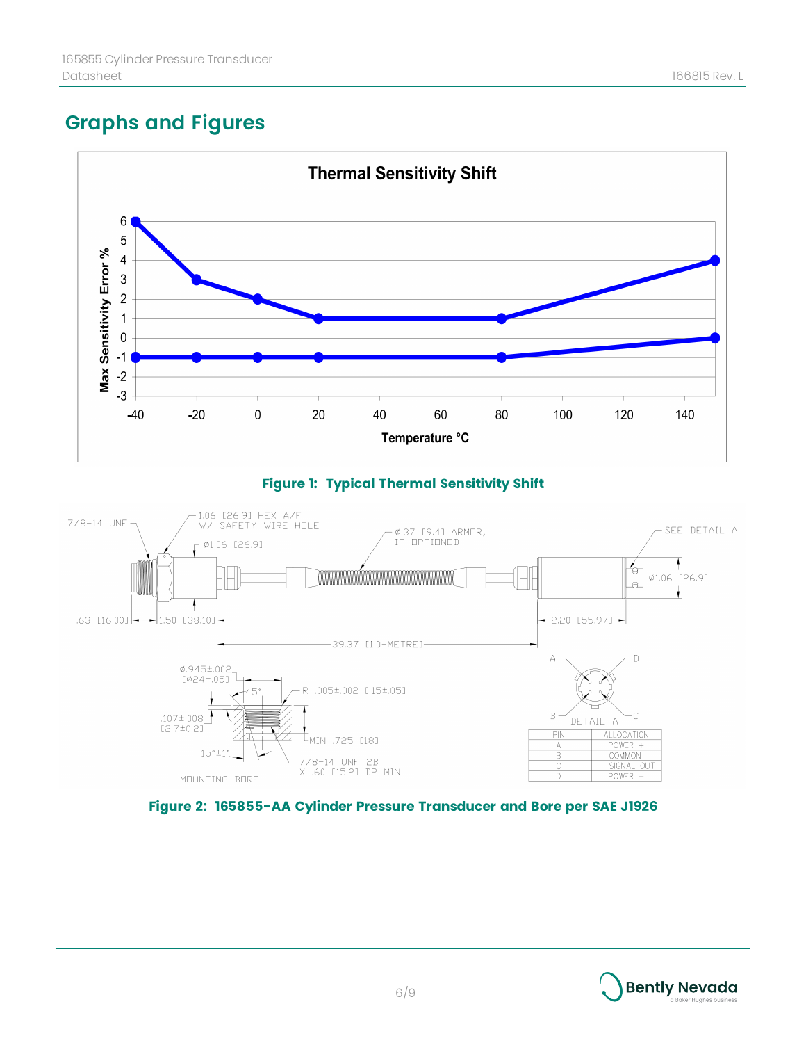## Graphs and Figures

**Figure 1: Typical Thermal Sensitivity Shift**

**Figure 2: 165855-AA Cylinder Pressure Transducer and Bore per SAE J1926**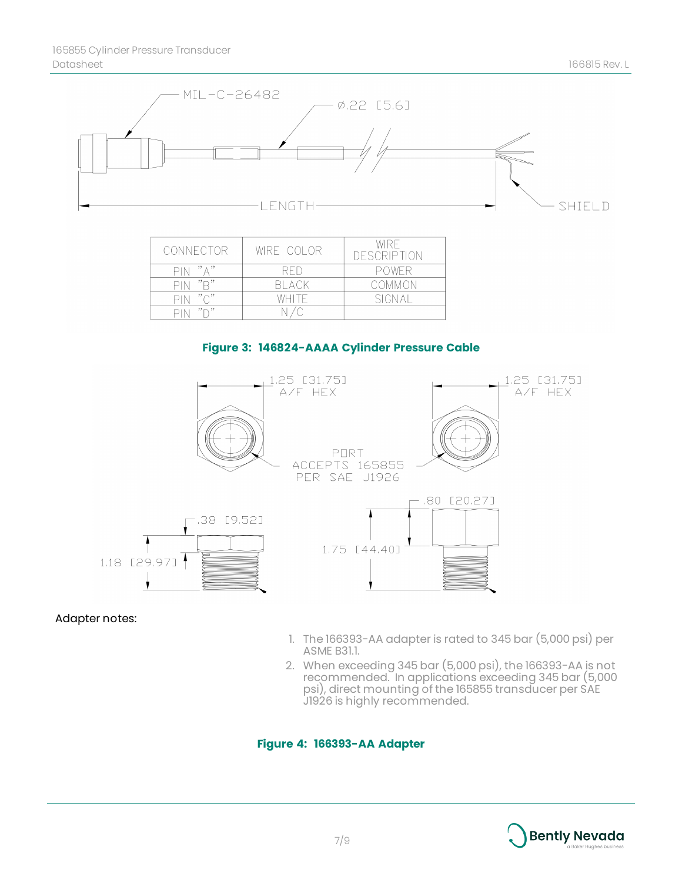| CONNECTOR | WIRE COLOR | WIRE DESCRIPTION |
|---|---|---|
| PIN "A" | RED | POWER |
| PIN "B" | BLACK | COMMON |
| PIN "C" | WHITE | SIGNAL |
| PIN "D" | N/C | |

**Figure 3: 146824-AAAA Cylinder Pressure Cable**

Adapter notes:

1. The 166393-AA adapter is rated to 345 bar (5,000 psi) per ASME B31.1.
2. When exceeding 345 bar (5,000 psi), the 166393-AA is not recommended. In applications exceeding 345 bar (5,000 psi), direct mounting of the 165855 transducer per SAE J1926 is highly recommended.

**Figure 4: 166393-AA Adapter**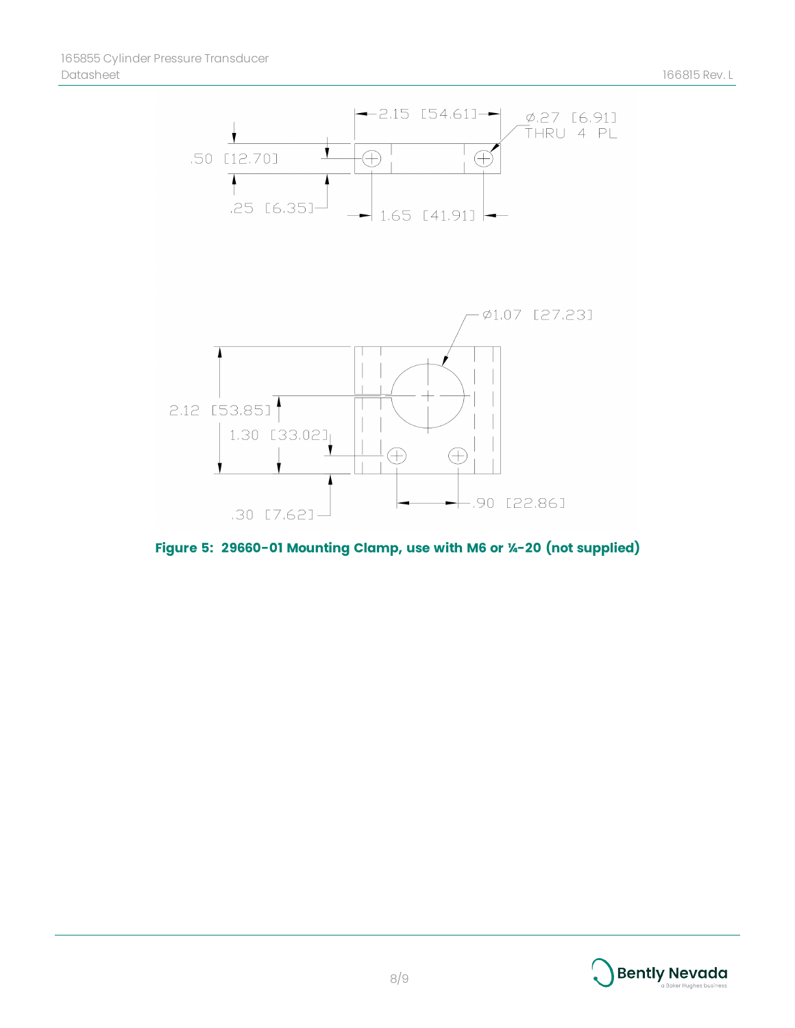2.15 [54.61]

Ø.27 [6.91] THRU 4 PL

.50 [12.70]

.25 [6.35]

1.65 [41.91]

Ø1.07 [27.23]

2.12 [53.85]

1.30 [33.02]

.30 [7.62]

.90 [22.86]

**Figure 5: 29660-01 Mounting Clamp, use with M6 or ¼-20 (not supplied)**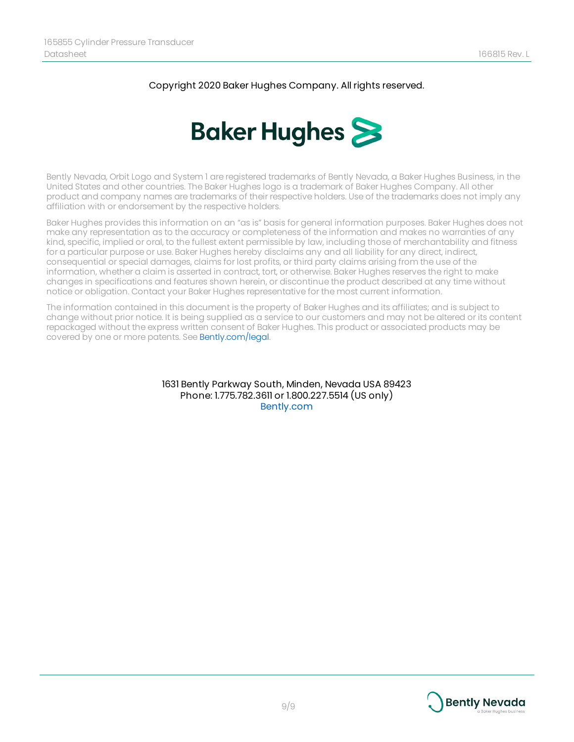Copyright 2020 Baker Hughes Company. All rights reserved.

Bently Nevada, Orbit Logo and System 1 are registered trademarks of Bently Nevada, a Baker Hughes Business, in the United States and other countries. The Baker Hughes logo is a trademark of Baker Hughes Company. All other product and company names are trademarks of their respective holders. Use of the trademarks does not imply any affiliation with or endorsement by the respective holders.

Baker Hughes provides this information on an "as is" basis for general information purposes. Baker Hughes does not make any representation as to the accuracy or completeness of the information and makes no warranties of any kind, specific, implied or oral, to the fullest extent permissible by law, including those of merchantability and fitness for a particular purpose or use. Baker Hughes hereby disclaims any and all liability for any direct, indirect, consequential or special damages, claims for lost profits, or third party claims arising from the use of the information, whether a claim is asserted in contract, tort, or otherwise. Baker Hughes reserves the right to make changes in specifications and features shown herein, or discontinue the product described at any time without notice or obligation. Contact your Baker Hughes representative for the most current information.

The information contained in this document is the property of Baker Hughes and its affiliates; and is subject to change without prior notice. It is being supplied as a service to our customers and may not be altered or its content repackaged without the express written consent of Baker Hughes. This product or associated products may be covered by one or more patents. See Bently.com/legal.

1631 Bently Parkway South, Minden, Nevada USA 89423
Phone: 1.775.782.3611 or 1.800.227.5514 (US only)
Bently.com